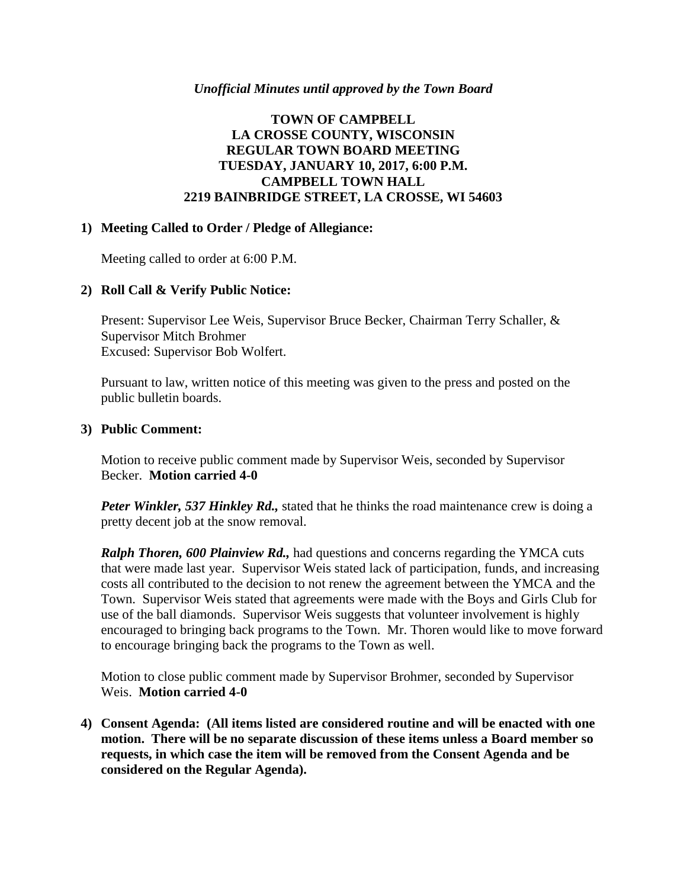*Unofficial Minutes until approved by the Town Board*

# TOWN OF CAMPBELL
# LA CROSSE COUNTY, WISCONSIN
# REGULAR TOWN BOARD MEETING
# TUESDAY, JANUARY 10, 2017, 6:00 P.M.
# CAMPBELL TOWN HALL
# 2219 BAINBRIDGE STREET, LA CROSSE, WI 54603

**1) Meeting Called to Order / Pledge of Allegiance:**

Meeting called to order at 6:00 P.M.

**2) Roll Call & Verify Public Notice:**

Present: Supervisor Lee Weis, Supervisor Bruce Becker, Chairman Terry Schaller, & Supervisor Mitch Brohmer
Excused: Supervisor Bob Wolfert.

Pursuant to law, written notice of this meeting was given to the press and posted on the public bulletin boards.

**3) Public Comment:**

Motion to receive public comment made by Supervisor Weis, seconded by Supervisor Becker. **Motion carried 4-0**

***Peter Winkler, 537 Hinkley Rd.,*** stated that he thinks the road maintenance crew is doing a pretty decent job at the snow removal.

***Ralph Thoren, 600 Plainview Rd.,*** had questions and concerns regarding the YMCA cuts that were made last year. Supervisor Weis stated lack of participation, funds, and increasing costs all contributed to the decision to not renew the agreement between the YMCA and the Town. Supervisor Weis stated that agreements were made with the Boys and Girls Club for use of the ball diamonds. Supervisor Weis suggests that volunteer involvement is highly encouraged to bringing back programs to the Town. Mr. Thoren would like to move forward to encourage bringing back the programs to the Town as well.

Motion to close public comment made by Supervisor Brohmer, seconded by Supervisor Weis. **Motion carried 4-0**

**4) Consent Agenda: (All items listed are considered routine and will be enacted with one motion. There will be no separate discussion of these items unless a Board member so requests, in which case the item will be removed from the Consent Agenda and be considered on the Regular Agenda).**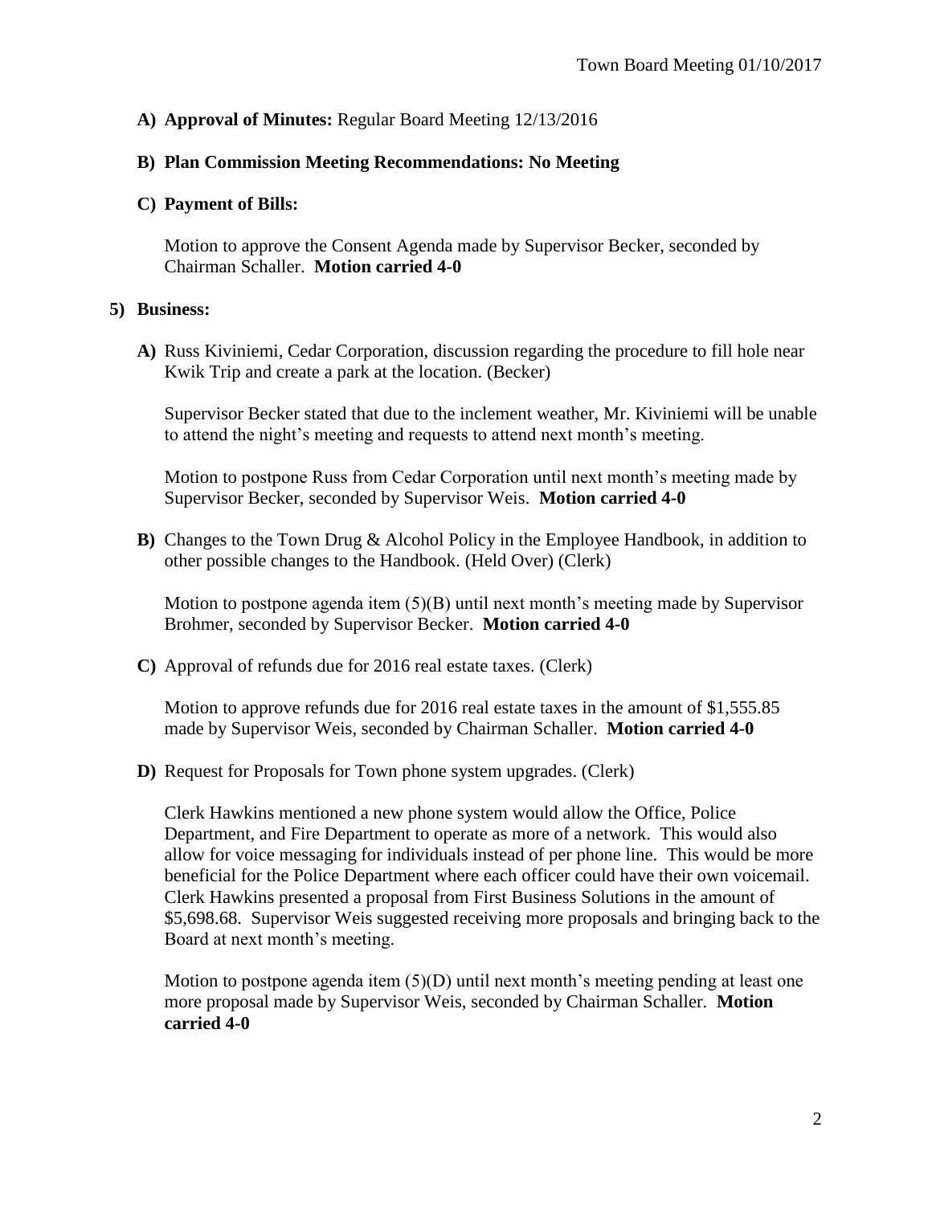**A) Approval of Minutes:** Regular Board Meeting 12/13/2016

**B) Plan Commission Meeting Recommendations: No Meeting**

**C) Payment of Bills:**

Motion to approve the Consent Agenda made by Supervisor Becker, seconded by Chairman Schaller. **Motion carried 4-0**

**5) Business:**

**A)** Russ Kiviniemi, Cedar Corporation, discussion regarding the procedure to fill hole near Kwik Trip and create a park at the location. (Becker)

Supervisor Becker stated that due to the inclement weather, Mr. Kiviniemi will be unable to attend the night's meeting and requests to attend next month's meeting.

Motion to postpone Russ from Cedar Corporation until next month's meeting made by Supervisor Becker, seconded by Supervisor Weis. **Motion carried 4-0**

**B)** Changes to the Town Drug & Alcohol Policy in the Employee Handbook, in addition to other possible changes to the Handbook. (Held Over) (Clerk)

Motion to postpone agenda item (5)(B) until next month's meeting made by Supervisor Brohmer, seconded by Supervisor Becker. **Motion carried 4-0**

**C)** Approval of refunds due for 2016 real estate taxes. (Clerk)

Motion to approve refunds due for 2016 real estate taxes in the amount of $1,555.85 made by Supervisor Weis, seconded by Chairman Schaller. **Motion carried 4-0**

**D)** Request for Proposals for Town phone system upgrades. (Clerk)

Clerk Hawkins mentioned a new phone system would allow the Office, Police Department, and Fire Department to operate as more of a network. This would also allow for voice messaging for individuals instead of per phone line. This would be more beneficial for the Police Department where each officer could have their own voicemail. Clerk Hawkins presented a proposal from First Business Solutions in the amount of $5,698.68. Supervisor Weis suggested receiving more proposals and bringing back to the Board at next month's meeting.

Motion to postpone agenda item (5)(D) until next month's meeting pending at least one more proposal made by Supervisor Weis, seconded by Chairman Schaller. **Motion carried 4-0**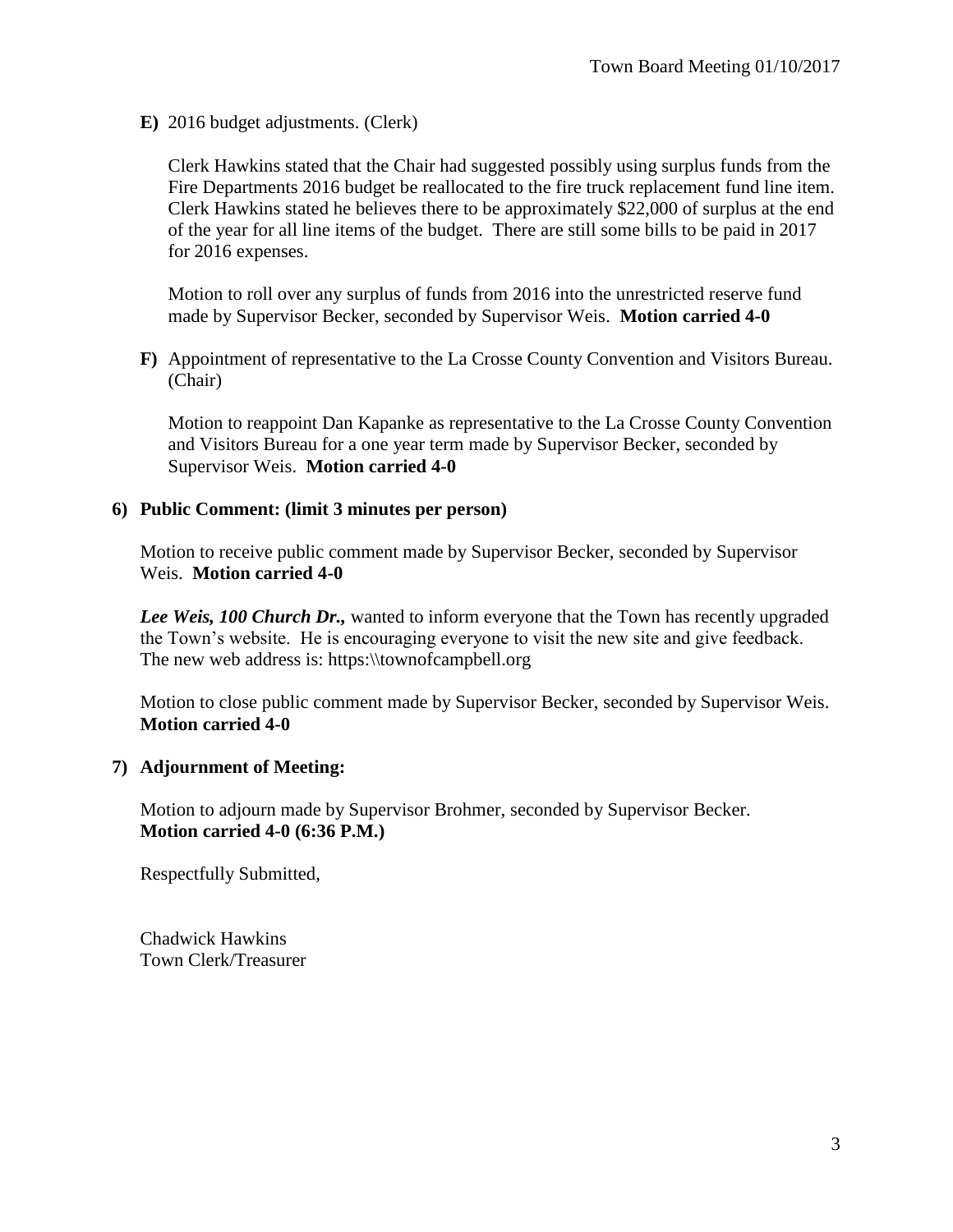**E)** 2016 budget adjustments. (Clerk)

Clerk Hawkins stated that the Chair had suggested possibly using surplus funds from the Fire Departments 2016 budget be reallocated to the fire truck replacement fund line item. Clerk Hawkins stated he believes there to be approximately $22,000 of surplus at the end of the year for all line items of the budget. There are still some bills to be paid in 2017 for 2016 expenses.

Motion to roll over any surplus of funds from 2016 into the unrestricted reserve fund made by Supervisor Becker, seconded by Supervisor Weis. **Motion carried 4-0**

**F)** Appointment of representative to the La Crosse County Convention and Visitors Bureau. (Chair)

Motion to reappoint Dan Kapanke as representative to the La Crosse County Convention and Visitors Bureau for a one year term made by Supervisor Becker, seconded by Supervisor Weis. **Motion carried 4-0**

**6) Public Comment: (limit 3 minutes per person)**

Motion to receive public comment made by Supervisor Becker, seconded by Supervisor Weis. **Motion carried 4-0**

***Lee Weis, 100 Church Dr.,*** wanted to inform everyone that the Town has recently upgraded the Town's website. He is encouraging everyone to visit the new site and give feedback. The new web address is: https:\\townofcampbell.org

Motion to close public comment made by Supervisor Becker, seconded by Supervisor Weis. **Motion carried 4-0**

**7) Adjournment of Meeting:**

Motion to adjourn made by Supervisor Brohmer, seconded by Supervisor Becker. **Motion carried 4-0 (6:36 P.M.)**

Respectfully Submitted,

Chadwick Hawkins
Town Clerk/Treasurer